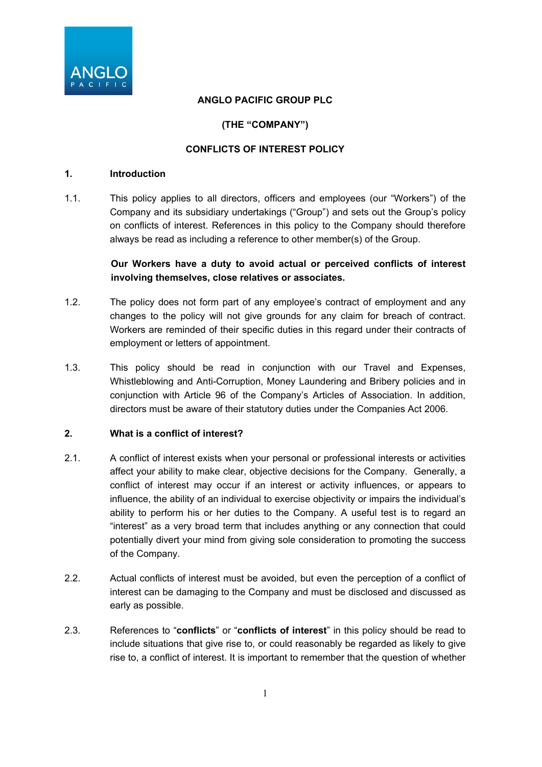# ANGLO PACIFIC GROUP PLC

## (THE "COMPANY")

## CONFLICTS OF INTEREST POLICY

### 1. Introduction

1.1. This policy applies to all directors, officers and employees (our "Workers") of the Company and its subsidiary undertakings ("Group") and sets out the Group's policy on conflicts of interest. References in this policy to the Company should therefore always be read as including a reference to other member(s) of the Group.

**Our Workers have a duty to avoid actual or perceived conflicts of interest involving themselves, close relatives or associates.**

1.2. The policy does not form part of any employee's contract of employment and any changes to the policy will not give grounds for any claim for breach of contract. Workers are reminded of their specific duties in this regard under their contracts of employment or letters of appointment.

1.3. This policy should be read in conjunction with our Travel and Expenses, Whistleblowing and Anti-Corruption, Money Laundering and Bribery policies and in conjunction with Article 96 of the Company's Articles of Association. In addition, directors must be aware of their statutory duties under the Companies Act 2006.

### 2. What is a conflict of interest?

2.1. A conflict of interest exists when your personal or professional interests or activities affect your ability to make clear, objective decisions for the Company. Generally, a conflict of interest may occur if an interest or activity influences, or appears to influence, the ability of an individual to exercise objectivity or impairs the individual's ability to perform his or her duties to the Company. A useful test is to regard an "interest" as a very broad term that includes anything or any connection that could potentially divert your mind from giving sole consideration to promoting the success of the Company.

2.2. Actual conflicts of interest must be avoided, but even the perception of a conflict of interest can be damaging to the Company and must be disclosed and discussed as early as possible.

2.3. References to "**conflicts**" or "**conflicts of interest**" in this policy should be read to include situations that give rise to, or could reasonably be regarded as likely to give rise to, a conflict of interest. It is important to remember that the question of whether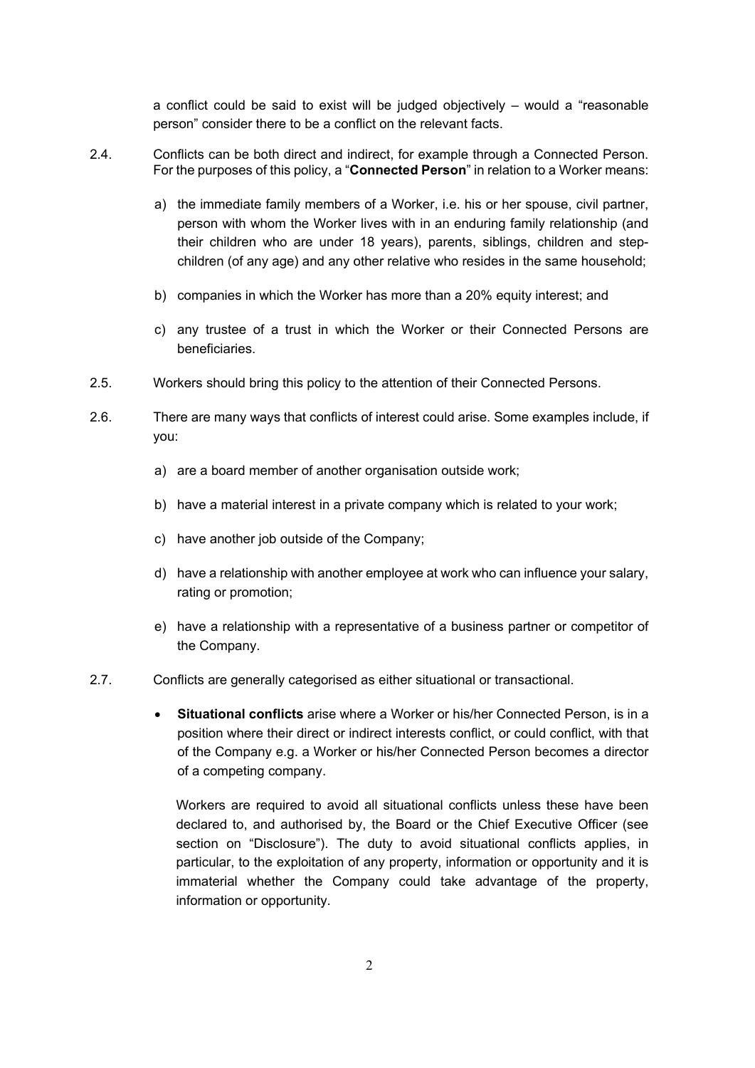a conflict could be said to exist will be judged objectively – would a "reasonable person" consider there to be a conflict on the relevant facts.

2.4. Conflicts can be both direct and indirect, for example through a Connected Person. For the purposes of this policy, a "**Connected Person**" in relation to a Worker means:

a) the immediate family members of a Worker, i.e. his or her spouse, civil partner, person with whom the Worker lives with in an enduring family relationship (and their children who are under 18 years), parents, siblings, children and step-children (of any age) and any other relative who resides in the same household;

b) companies in which the Worker has more than a 20% equity interest; and

c) any trustee of a trust in which the Worker or their Connected Persons are beneficiaries.

2.5. Workers should bring this policy to the attention of their Connected Persons.

2.6. There are many ways that conflicts of interest could arise. Some examples include, if you:

a) are a board member of another organisation outside work;

b) have a material interest in a private company which is related to your work;

c) have another job outside of the Company;

d) have a relationship with another employee at work who can influence your salary, rating or promotion;

e) have a relationship with a representative of a business partner or competitor of the Company.

2.7. Conflicts are generally categorised as either situational or transactional.

- **Situational conflicts** arise where a Worker or his/her Connected Person, is in a position where their direct or indirect interests conflict, or could conflict, with that of the Company e.g. a Worker or his/her Connected Person becomes a director of a competing company.

  Workers are required to avoid all situational conflicts unless these have been declared to, and authorised by, the Board or the Chief Executive Officer (see section on "Disclosure"). The duty to avoid situational conflicts applies, in particular, to the exploitation of any property, information or opportunity and it is immaterial whether the Company could take advantage of the property, information or opportunity.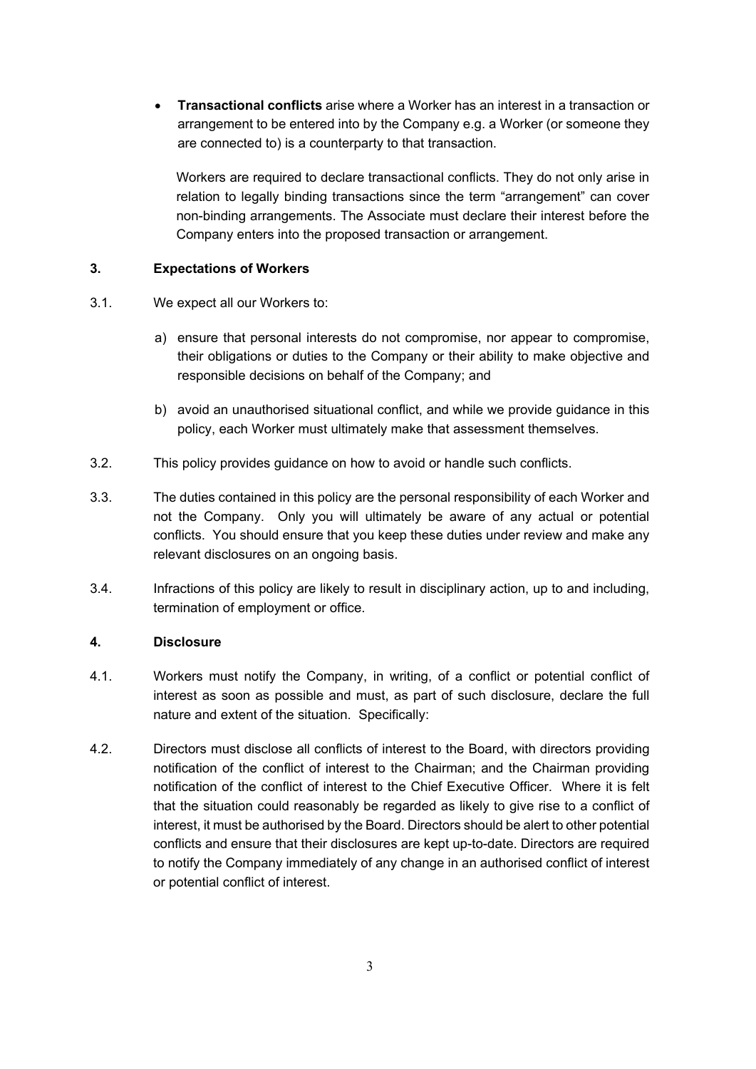- **Transactional conflicts** arise where a Worker has an interest in a transaction or arrangement to be entered into by the Company e.g. a Worker (or someone they are connected to) is a counterparty to that transaction.

  Workers are required to declare transactional conflicts. They do not only arise in relation to legally binding transactions since the term "arrangement" can cover non-binding arrangements. The Associate must declare their interest before the Company enters into the proposed transaction or arrangement.

## 3. Expectations of Workers

3.1. We expect all our Workers to:

a) ensure that personal interests do not compromise, nor appear to compromise, their obligations or duties to the Company or their ability to make objective and responsible decisions on behalf of the Company; and

b) avoid an unauthorised situational conflict, and while we provide guidance in this policy, each Worker must ultimately make that assessment themselves.

3.2. This policy provides guidance on how to avoid or handle such conflicts.

3.3. The duties contained in this policy are the personal responsibility of each Worker and not the Company. Only you will ultimately be aware of any actual or potential conflicts. You should ensure that you keep these duties under review and make any relevant disclosures on an ongoing basis.

3.4. Infractions of this policy are likely to result in disciplinary action, up to and including, termination of employment or office.

## 4. Disclosure

4.1. Workers must notify the Company, in writing, of a conflict or potential conflict of interest as soon as possible and must, as part of such disclosure, declare the full nature and extent of the situation. Specifically:

4.2. Directors must disclose all conflicts of interest to the Board, with directors providing notification of the conflict of interest to the Chairman; and the Chairman providing notification of the conflict of interest to the Chief Executive Officer. Where it is felt that the situation could reasonably be regarded as likely to give rise to a conflict of interest, it must be authorised by the Board. Directors should be alert to other potential conflicts and ensure that their disclosures are kept up-to-date. Directors are required to notify the Company immediately of any change in an authorised conflict of interest or potential conflict of interest.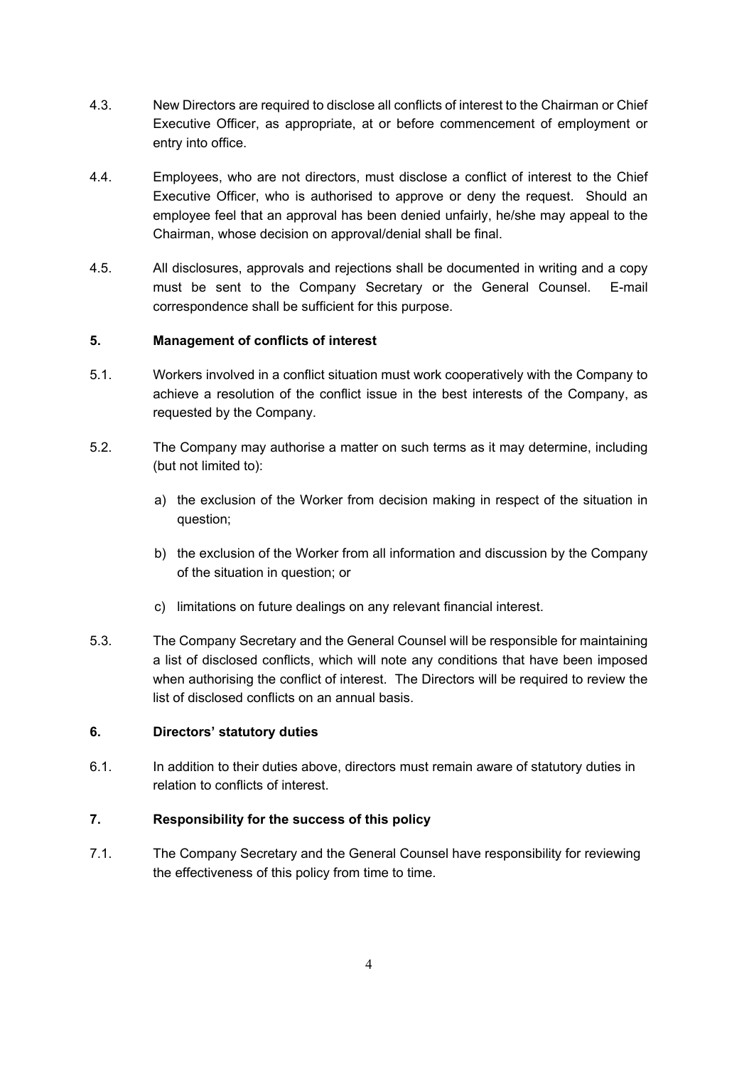4.3. New Directors are required to disclose all conflicts of interest to the Chairman or Chief Executive Officer, as appropriate, at or before commencement of employment or entry into office.

4.4. Employees, who are not directors, must disclose a conflict of interest to the Chief Executive Officer, who is authorised to approve or deny the request. Should an employee feel that an approval has been denied unfairly, he/she may appeal to the Chairman, whose decision on approval/denial shall be final.

4.5. All disclosures, approvals and rejections shall be documented in writing and a copy must be sent to the Company Secretary or the General Counsel. E-mail correspondence shall be sufficient for this purpose.

## 5. Management of conflicts of interest

5.1. Workers involved in a conflict situation must work cooperatively with the Company to achieve a resolution of the conflict issue in the best interests of the Company, as requested by the Company.

5.2. The Company may authorise a matter on such terms as it may determine, including (but not limited to):

a) the exclusion of the Worker from decision making in respect of the situation in question;

b) the exclusion of the Worker from all information and discussion by the Company of the situation in question; or

c) limitations on future dealings on any relevant financial interest.

5.3. The Company Secretary and the General Counsel will be responsible for maintaining a list of disclosed conflicts, which will note any conditions that have been imposed when authorising the conflict of interest. The Directors will be required to review the list of disclosed conflicts on an annual basis.

## 6. Directors' statutory duties

6.1. In addition to their duties above, directors must remain aware of statutory duties in relation to conflicts of interest.

## 7. Responsibility for the success of this policy

7.1. The Company Secretary and the General Counsel have responsibility for reviewing the effectiveness of this policy from time to time.